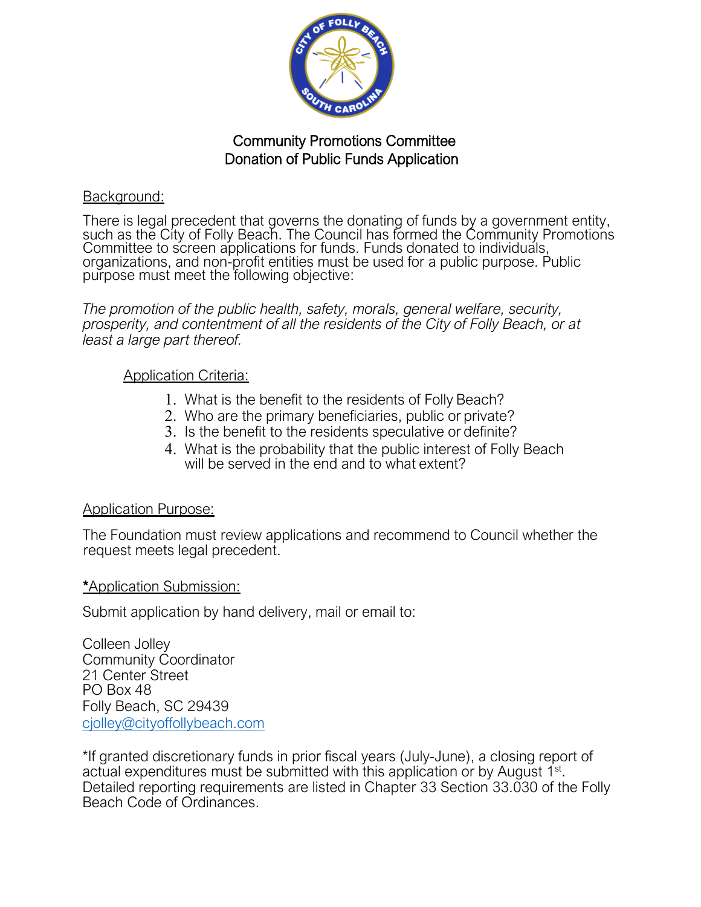# Community Promotions Committee
# Donation of Public Funds Application

Background:

There is legal precedent that governs the donating of funds by a government entity, such as the City of Folly Beach. The Council has formed the Community Promotions Committee to screen applications for funds. Funds donated to individuals, organizations, and non-profit entities must be used for a public purpose. Public purpose must meet the following objective:

*The promotion of the public health, safety, morals, general welfare, security, prosperity, and contentment of all the residents of the City of Folly Beach, or at least a large part thereof.*

Application Criteria:

1. What is the benefit to the residents of Folly Beach?
2. Who are the primary beneficiaries, public or private?
3. Is the benefit to the residents speculative or definite?
4. What is the probability that the public interest of Folly Beach will be served in the end and to what extent?

Application Purpose:

The Foundation must review applications and recommend to Council whether the request meets legal precedent.

*Application Submission:

Submit application by hand delivery, mail or email to:

Colleen Jolley
Community Coordinator
21 Center Street
PO Box 48
Folly Beach, SC 29439
cjolley@cityoffollybeach.com

*If granted discretionary funds in prior fiscal years (July-June), a closing report of actual expenditures must be submitted with this application or by August 1st. Detailed reporting requirements are listed in Chapter 33 Section 33.030 of the Folly Beach Code of Ordinances.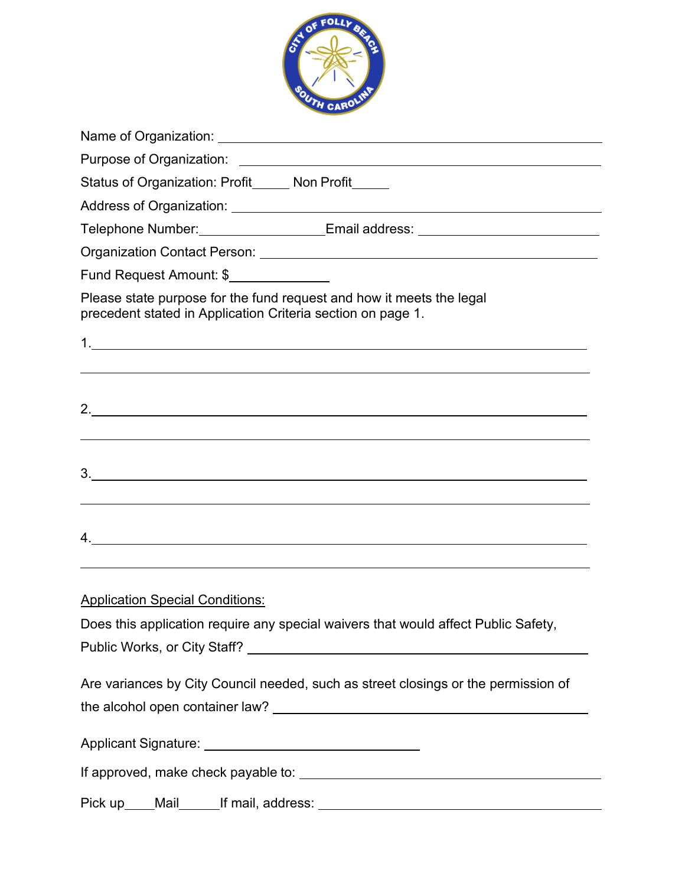Name of Organization: ______________________________________________

Purpose of Organization: ____________________________________________

Status of Organization: Profit_____ Non Profit_____

Address of Organization: ____________________________________________

Telephone Number:_________________Email address: ___________________

Organization Contact Person: _________________________________________

Fund Request Amount: $_____________

Please state purpose for the fund request and how it meets the legal precedent stated in Application Criteria section on page 1.

1.______________________________________________________________

________________________________________________________________

2.______________________________________________________________

________________________________________________________________

3.______________________________________________________________

________________________________________________________________

4.______________________________________________________________

________________________________________________________________

Application Special Conditions:

Does this application require any special waivers that would affect Public Safety, Public Works, or City Staff? ____________________________________

Are variances by City Council needed, such as street closings or the permission of the alcohol open container law? ________________________________

Applicant Signature: ___________________________

If approved, make check payable to: ______________________________

Pick up____Mail_____If mail, address: ______________________________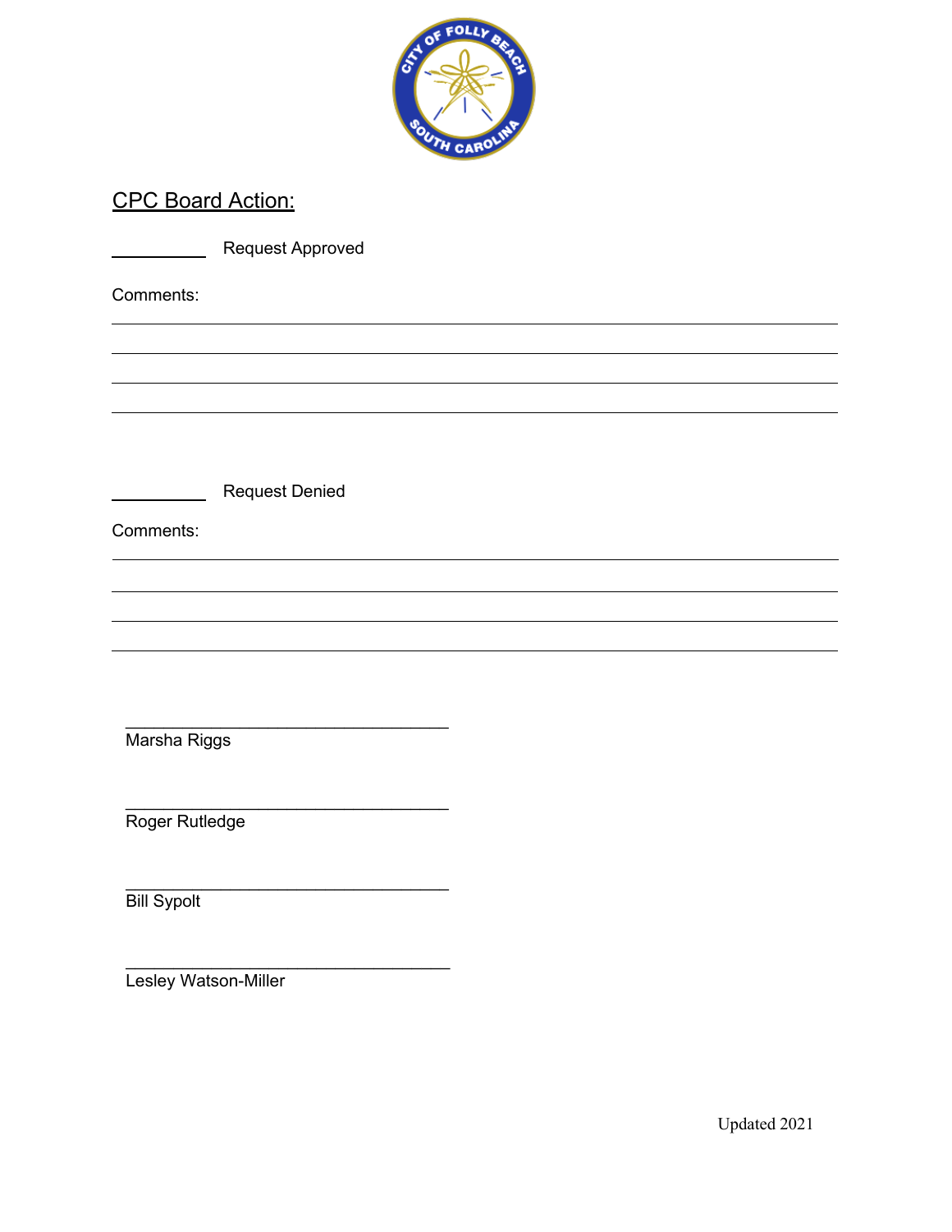## CPC Board Action:

__________ Request Approved

Comments:

______________________________________________________________________________

______________________________________________________________________________

______________________________________________________________________________

______________________________________________________________________________

__________ Request Denied

Comments:

______________________________________________________________________________

______________________________________________________________________________

______________________________________________________________________________

______________________________________________________________________________

________________________________
Marsha Riggs

________________________________
Roger Rutledge

________________________________
Bill Sypolt

________________________________
Lesley Watson-Miller

Updated 2021